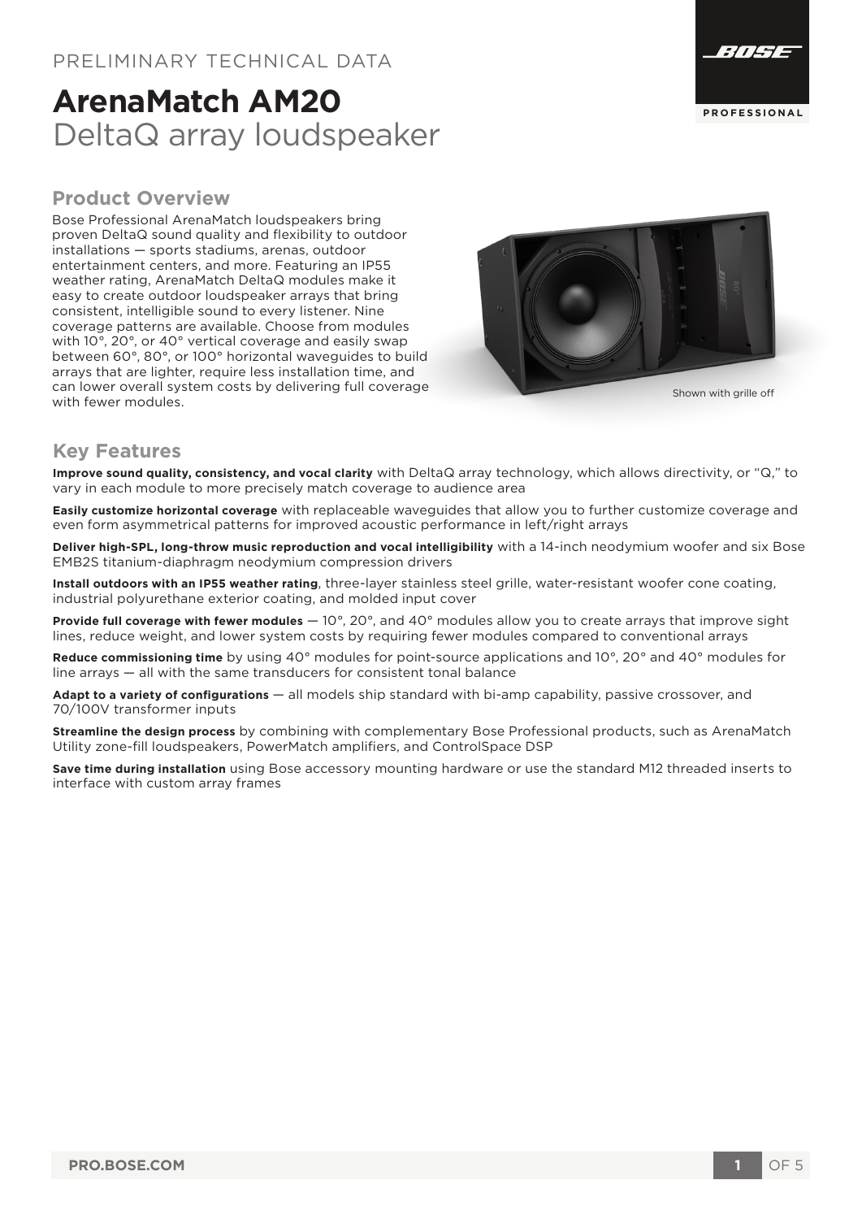PRELIMINARY TECHNICAL DATA

# ArenaMatch AM20

DeltaQ array loudspeaker

## Product Overview

Bose Professional ArenaMatch loudspeakers bring proven DeltaQ sound quality and flexibility to outdoor installations — sports stadiums, arenas, outdoor entertainment centers, and more. Featuring an IP55 weather rating, ArenaMatch DeltaQ modules make it easy to create outdoor loudspeaker arrays that bring consistent, intelligible sound to every listener. Nine coverage patterns are available. Choose from modules with 10°, 20°, or 40° vertical coverage and easily swap between 60°, 80°, or 100° horizontal waveguides to build arrays that are lighter, require less installation time, and can lower overall system costs by delivering full coverage with fewer modules.

Shown with grille off

## Key Features

**Improve sound quality, consistency, and vocal clarity** with DeltaQ array technology, which allows directivity, or "Q," to vary in each module to more precisely match coverage to audience area

**Easily customize horizontal coverage** with replaceable waveguides that allow you to further customize coverage and even form asymmetrical patterns for improved acoustic performance in left/right arrays

**Deliver high-SPL, long-throw music reproduction and vocal intelligibility** with a 14-inch neodymium woofer and six Bose EMB2S titanium-diaphragm neodymium compression drivers

**Install outdoors with an IP55 weather rating**, three-layer stainless steel grille, water-resistant woofer cone coating, industrial polyurethane exterior coating, and molded input cover

**Provide full coverage with fewer modules** — 10°, 20°, and 40° modules allow you to create arrays that improve sight lines, reduce weight, and lower system costs by requiring fewer modules compared to conventional arrays

**Reduce commissioning time** by using 40° modules for point-source applications and 10°, 20° and 40° modules for line arrays — all with the same transducers for consistent tonal balance

**Adapt to a variety of configurations** — all models ship standard with bi-amp capability, passive crossover, and 70/100V transformer inputs

**Streamline the design process** by combining with complementary Bose Professional products, such as ArenaMatch Utility zone-fill loudspeakers, PowerMatch amplifiers, and ControlSpace DSP

**Save time during installation** using Bose accessory mounting hardware or use the standard M12 threaded inserts to interface with custom array frames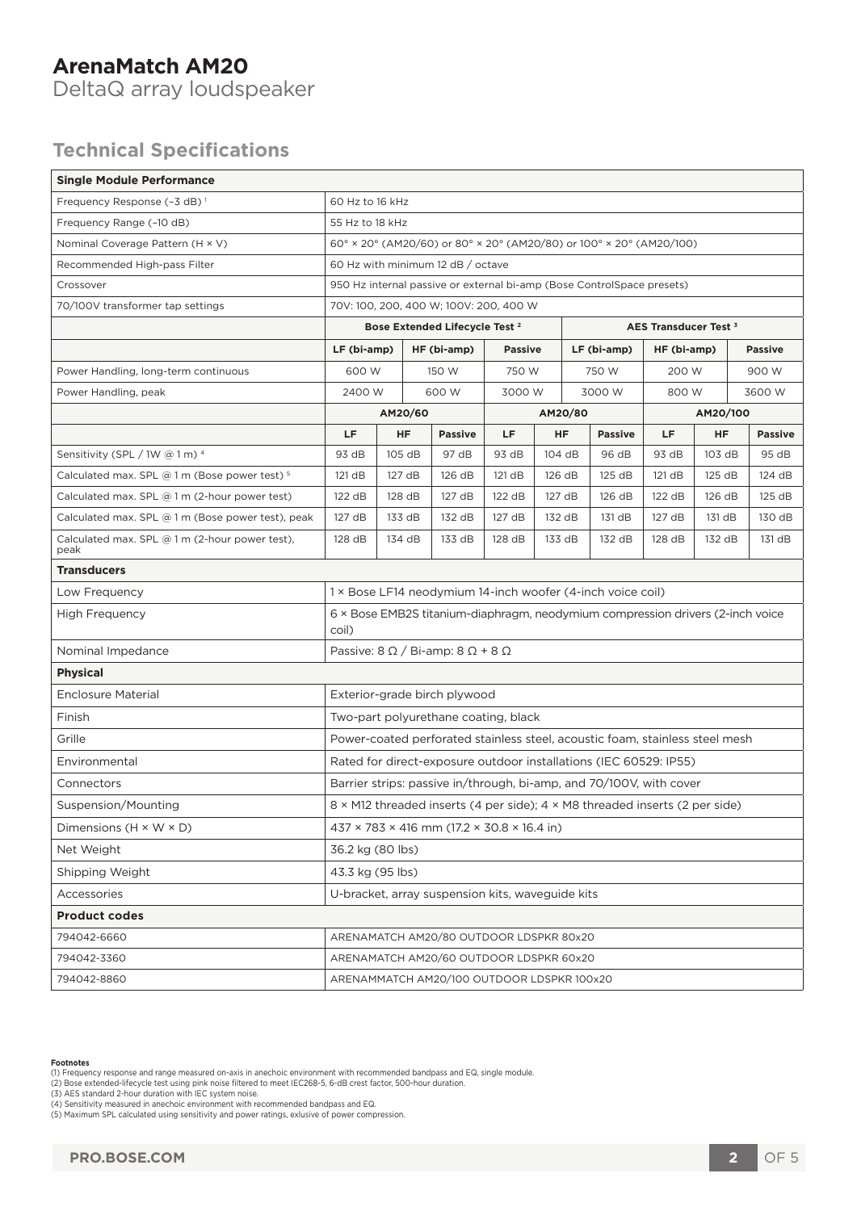# ArenaMatch AM20

DeltaQ array loudspeaker

## Technical Specifications

| Single Module Performance | | | | | | | | | |
|---|---|---|---|---|---|---|---|---|---|
| Frequency Response (–3 dB) [1] | 60 Hz to 16 kHz | | | | | | | | |
| Frequency Range (–10 dB) | 55 Hz to 18 kHz | | | | | | | | |
| Nominal Coverage Pattern (H × V) | 60° × 20° (AM20/60) or 80° × 20° (AM20/80) or 100° × 20° (AM20/100) | | | | | | | | |
| Recommended High-pass Filter | 60 Hz with minimum 12 dB / octave | | | | | | | | |
| Crossover | 950 Hz internal passive or external bi-amp (Bose ControlSpace presets) | | | | | | | | |
| 70/100V transformer tap settings | 70V: 100, 200, 400 W; 100V: 200, 400 W | | | | | | | | |
| | Bose Extended Lifecycle Test [2] | | | | | AES Transducer Test [3] | | | |
| | LF (bi-amp) | | HF (bi-amp) | Passive | | LF (bi-amp) | HF (bi-amp) | | Passive |
| Power Handling, long-term continuous | 600 W | | 150 W | 750 W | | 750 W | 200 W | | 900 W |
| Power Handling, peak | 2400 W | | 600 W | 3000 W | | 3000 W | 800 W | | 3600 W |
| | AM20/60 | | | AM20/80 | | | AM20/100 | | |
| | LF | HF | Passive | LF | HF | Passive | LF | HF | Passive |
| Sensitivity (SPL / 1W @ 1 m) [4] | 93 dB | 105 dB | 97 dB | 93 dB | 104 dB | 96 dB | 93 dB | 103 dB | 95 dB |
| Calculated max. SPL @ 1 m (Bose power test) [5] | 121 dB | 127 dB | 126 dB | 121 dB | 126 dB | 125 dB | 121 dB | 125 dB | 124 dB |
| Calculated max. SPL @ 1 m (2-hour power test) | 122 dB | 128 dB | 127 dB | 122 dB | 127 dB | 126 dB | 122 dB | 126 dB | 125 dB |
| Calculated max. SPL @ 1 m (Bose power test), peak | 127 dB | 133 dB | 132 dB | 127 dB | 132 dB | 131 dB | 127 dB | 131 dB | 130 dB |
| Calculated max. SPL @ 1 m (2-hour power test), peak | 128 dB | 134 dB | 133 dB | 128 dB | 133 dB | 132 dB | 128 dB | 132 dB | 131 dB |
| **Transducers** | | | | | | | | | |
| Low Frequency | 1 × Bose LF14 neodymium 14-inch woofer (4-inch voice coil) | | | | | | | | |
| High Frequency | 6 × Bose EMB2S titanium-diaphragm, neodymium compression drivers (2-inch voice coil) | | | | | | | | |
| Nominal Impedance | Passive: 8 Ω / Bi-amp: 8 Ω + 8 Ω | | | | | | | | |
| **Physical** | | | | | | | | | |
| Enclosure Material | Exterior-grade birch plywood | | | | | | | | |
| Finish | Two-part polyurethane coating, black | | | | | | | | |
| Grille | Power-coated perforated stainless steel, acoustic foam, stainless steel mesh | | | | | | | | |
| Environmental | Rated for direct-exposure outdoor installations (IEC 60529: IP55) | | | | | | | | |
| Connectors | Barrier strips: passive in/through, bi-amp, and 70/100V, with cover | | | | | | | | |
| Suspension/Mounting | 8 × M12 threaded inserts (4 per side); 4 × M8 threaded inserts (2 per side) | | | | | | | | |
| Dimensions (H × W × D) | 437 × 783 × 416 mm (17.2 × 30.8 × 16.4 in) | | | | | | | | |
| Net Weight | 36.2 kg (80 lbs) | | | | | | | | |
| Shipping Weight | 43.3 kg (95 lbs) | | | | | | | | |
| Accessories | U-bracket, array suspension kits, waveguide kits | | | | | | | | |
| **Product codes** | | | | | | | | | |
| 794042-6660 | ARENAMATCH AM20/80 OUTDOOR LDSPKR 80x20 | | | | | | | | |
| 794042-3360 | ARENAMATCH AM20/60 OUTDOOR LDSPKR 60x20 | | | | | | | | |
| 794042-8860 | ARENAMMATCH AM20/100 OUTDOOR LDSPKR 100x20 | | | | | | | | |

**Footnotes**

(1) Frequency response and range measured on-axis in anechoic environment with recommended bandpass and EQ, single module.
(2) Bose extended-lifecycle test using pink noise filtered to meet IEC268-5, 6-dB crest factor, 500-hour duration.
(3) AES standard 2-hour duration with IEC system noise.
(4) Sensitivity measured in anechoic environment with recommended bandpass and EQ.
(5) Maximum SPL calculated using sensitivity and power ratings, exlusive of power compression.

PRO.BOSE.COM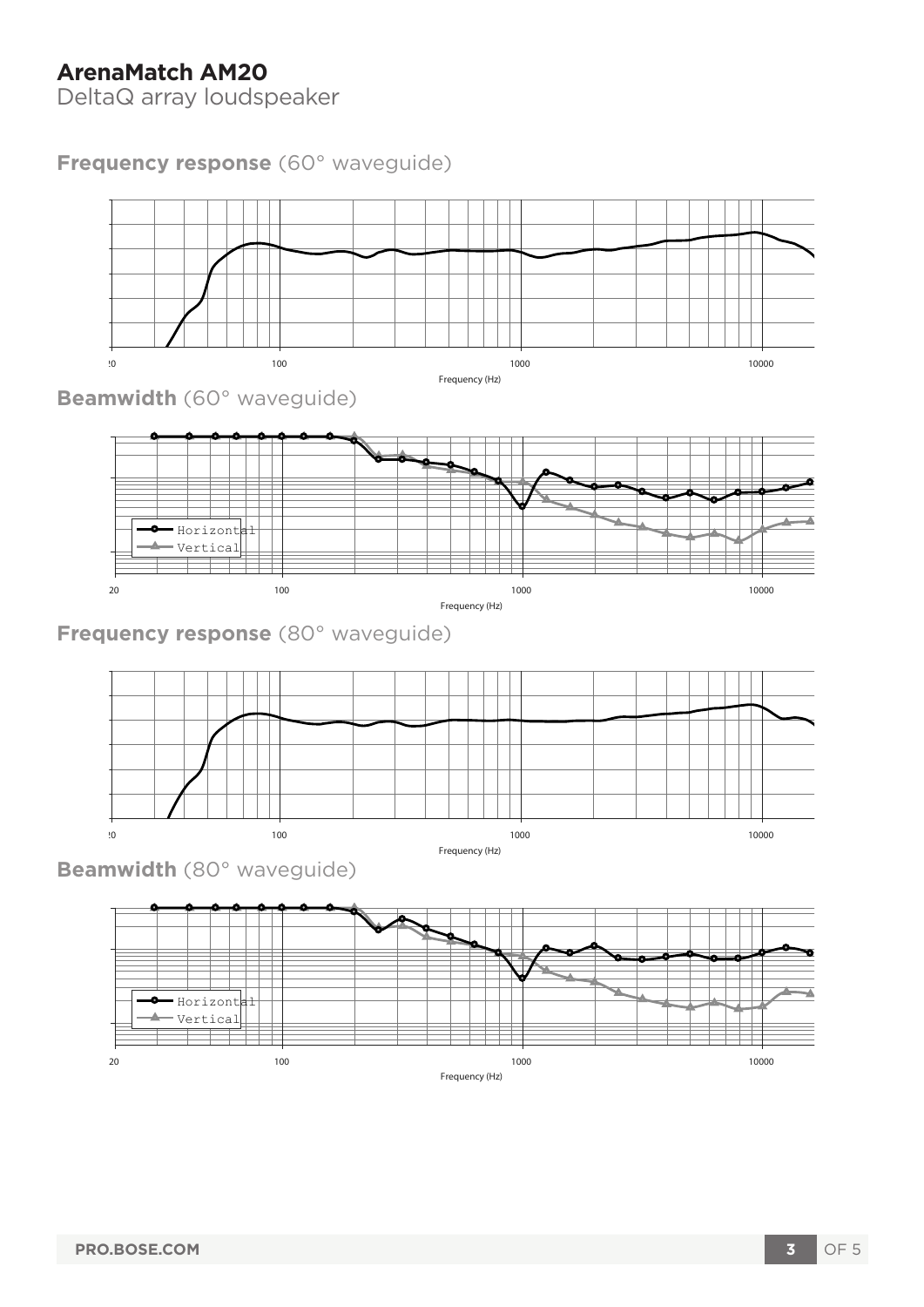# ArenaMatch AM20

DeltaQ array loudspeaker

## Frequency response (60° waveguide)

20 | 100 | 1000 | 10000

Frequency (Hz)

## Beamwidth (60° waveguide)

Horizontal
Vertical

20 | 100 | 1000 | 10000

Frequency (Hz)

## Frequency response (80° waveguide)

20 | 100 | 1000 | 10000

Frequency (Hz)

## Beamwidth (80° waveguide)

Horizontal
Vertical

20 | 100 | 1000 | 10000

Frequency (Hz)

PRO.BOSE.COM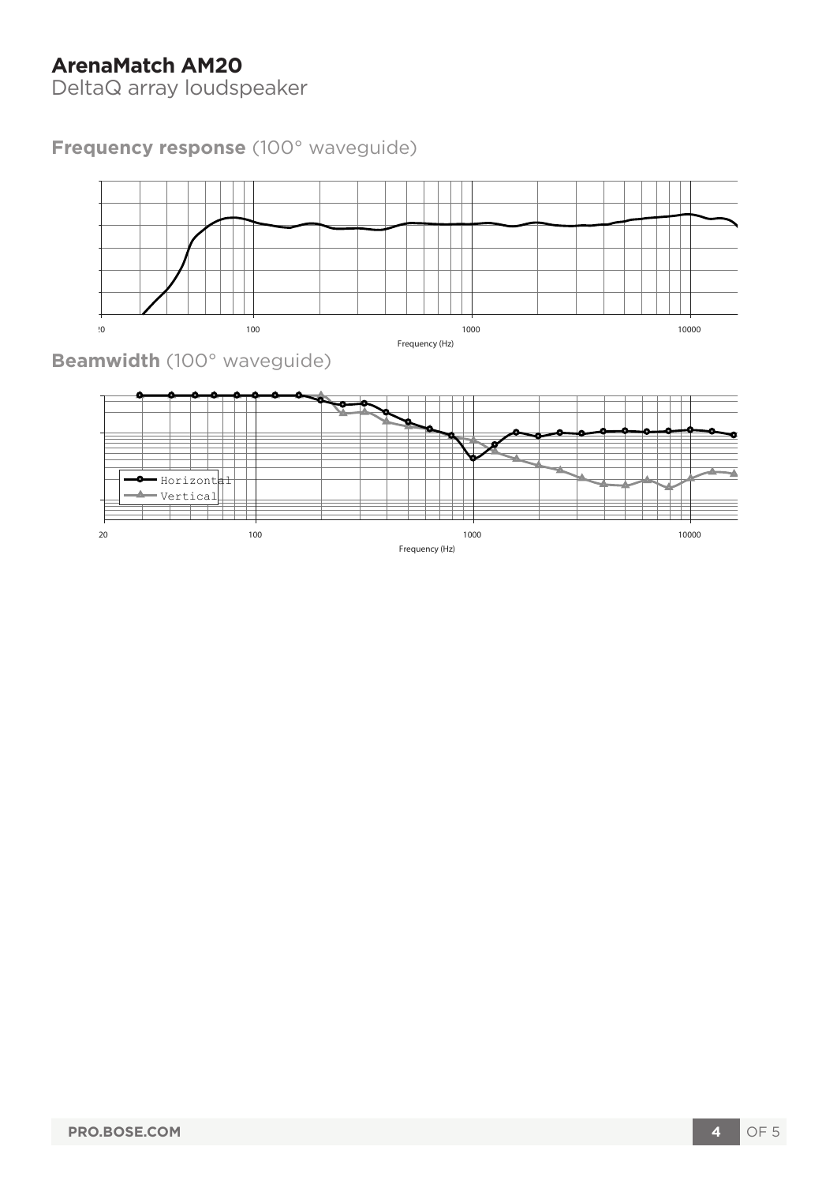# ArenaMatch AM20

DeltaQ array loudspeaker

## **Frequency response** (100° waveguide)

20 100 1000 10000

Frequency (Hz)

## **Beamwidth** (100° waveguide)

Horizontal

Vertical

20 100 1000 10000

Frequency (Hz)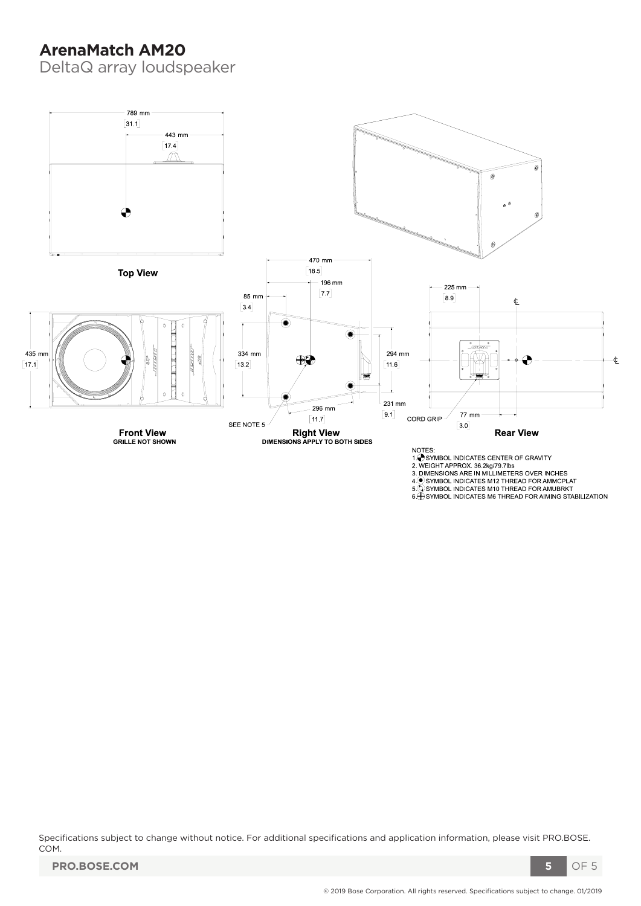# ArenaMatch AM20

DeltaQ array loudspeaker

789 mm
31.1

443 mm
17.4

**Top View**

470 mm
18.5

196 mm
7.7

85 mm
3.4

225 mm
8.9

435 mm
17.1

334 mm
13.2

294 mm
11.6

231 mm
9.1

296 mm
11.7

SEE NOTE 5

CORD GRIP

77 mm
3.0

**Front View**
**GRILLE NOT SHOWN**

**Right View**
**DIMENSIONS APPLY TO BOTH SIDES**

**Rear View**

NOTES:
1. SYMBOL INDICATES CENTER OF GRAVITY
2. WEIGHT APPROX. 36.2kg/79.7lbs
3. DIMENSIONS ARE IN MILLIMETERS OVER INCHES
4. SYMBOL INDICATES M12 THREAD FOR AMMCPLAT
5. SYMBOL INDICATES M10 THREAD FOR AMUBRKT
6. SYMBOL INDICATES M6 THREAD FOR AIMING STABILIZATION

Specifications subject to change without notice. For additional specifications and application information, please visit PRO.BOSE.COM.

© 2019 Bose Corporation. All rights reserved. Specifications subject to change. 01/2019